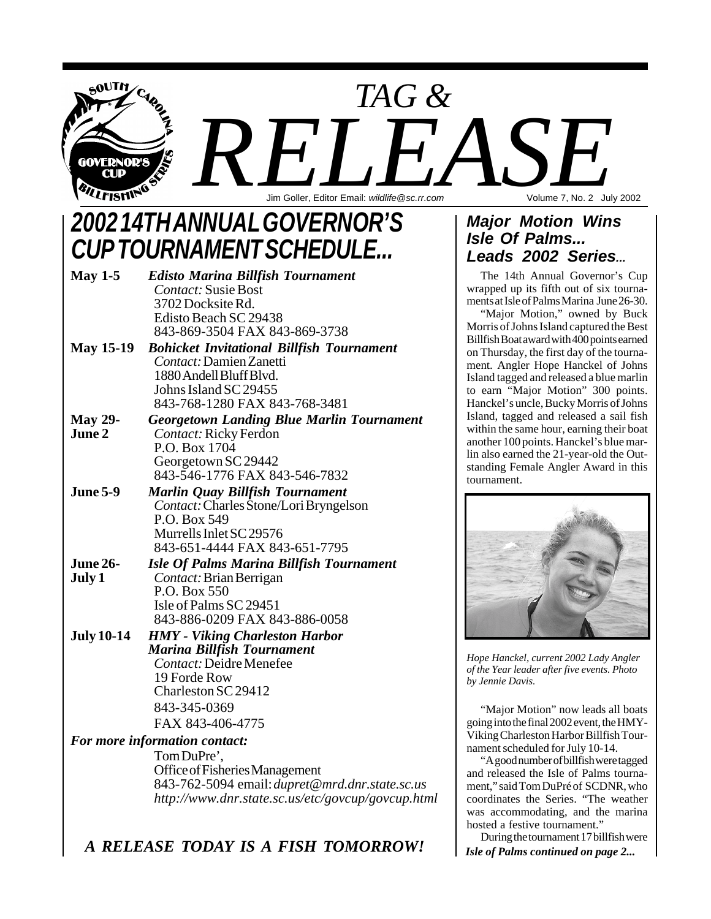# TAG & RELEASE

Jim Goller, Editor Email: *wildlife@sc.rr.com*

Volume 7, No. 2 July 2002

## *2002 14TH ANNUAL GOVERNOR'S CUP TOURNAMENT SCHEDULE...*

**May 1-5** ***Edisto Marina Billfish Tournament***
*Contact:* Susie Bost
3702 Docksite Rd.
Edisto Beach SC 29438
843-869-3504 FAX 843-869-3738

**May 15-19** ***Bohicket Invitational Billfish Tournament***
*Contact:* Damien Zanetti
1880 Andell Bluff Blvd.
Johns Island SC 29455
843-768-1280 FAX 843-768-3481

**May 29-June 2** ***Georgetown Landing Blue Marlin Tournament***
*Contact:* Ricky Ferdon
P.O. Box 1704
Georgetown SC 29442
843-546-1776 FAX 843-546-7832

**June 5-9** ***Marlin Quay Billfish Tournament***
*Contact:* Charles Stone/Lori Bryngelson
P.O. Box 549
Murrells Inlet SC 29576
843-651-4444 FAX 843-651-7795

**June 26-July 1** ***Isle Of Palms Marina Billfish Tournament***
*Contact:* Brian Berrigan
P.O. Box 550
Isle of Palms SC 29451
843-886-0209 FAX 843-886-0058

**July 10-14** ***HMY - Viking Charleston Harbor Marina Billfish Tournament***
*Contact:* Deidre Menefee
19 Forde Row
Charleston SC 29412
843-345-0369
FAX 843-406-4775

***For more information contact:***
Tom DuPre',
Office of Fisheries Management
843-762-5094 email: *dupret@mrd.dnr.state.sc.us*
*http://www.dnr.state.sc.us/etc/govcup/govcup.html*

***A RELEASE TODAY IS A FISH TOMORROW!***

## *Major Motion Wins Isle Of Palms... Leads 2002 Series...*

The 14th Annual Governor's Cup wrapped up its fifth out of six tournaments at Isle of Palms Marina June 26-30.

"Major Motion," owned by Buck Morris of Johns Island captured the Best Billfish Boat award with 400 points earned on Thursday, the first day of the tournament. Angler Hope Hanckel of Johns Island tagged and released a blue marlin to earn "Major Motion" 300 points. Hanckel's uncle, Bucky Morris of Johns Island, tagged and released a sail fish within the same hour, earning their boat another 100 points. Hanckel's blue marlin also earned the 21-year-old the Outstanding Female Angler Award in this tournament.

*Hope Hanckel, current 2002 Lady Angler of the Year leader after five events. Photo by Jennie Davis.*

"Major Motion" now leads all boats going into the final 2002 event, the HMY-Viking Charleston Harbor Billfish Tournament scheduled for July 10-14.

"A good number of billfish were tagged and released the Isle of Palms tournament," said Tom DuPré of SCDNR, who coordinates the Series. "The weather was accommodating, and the marina hosted a festive tournament."

During the tournament 17 billfish were

*Isle of Palms continued on page 2...*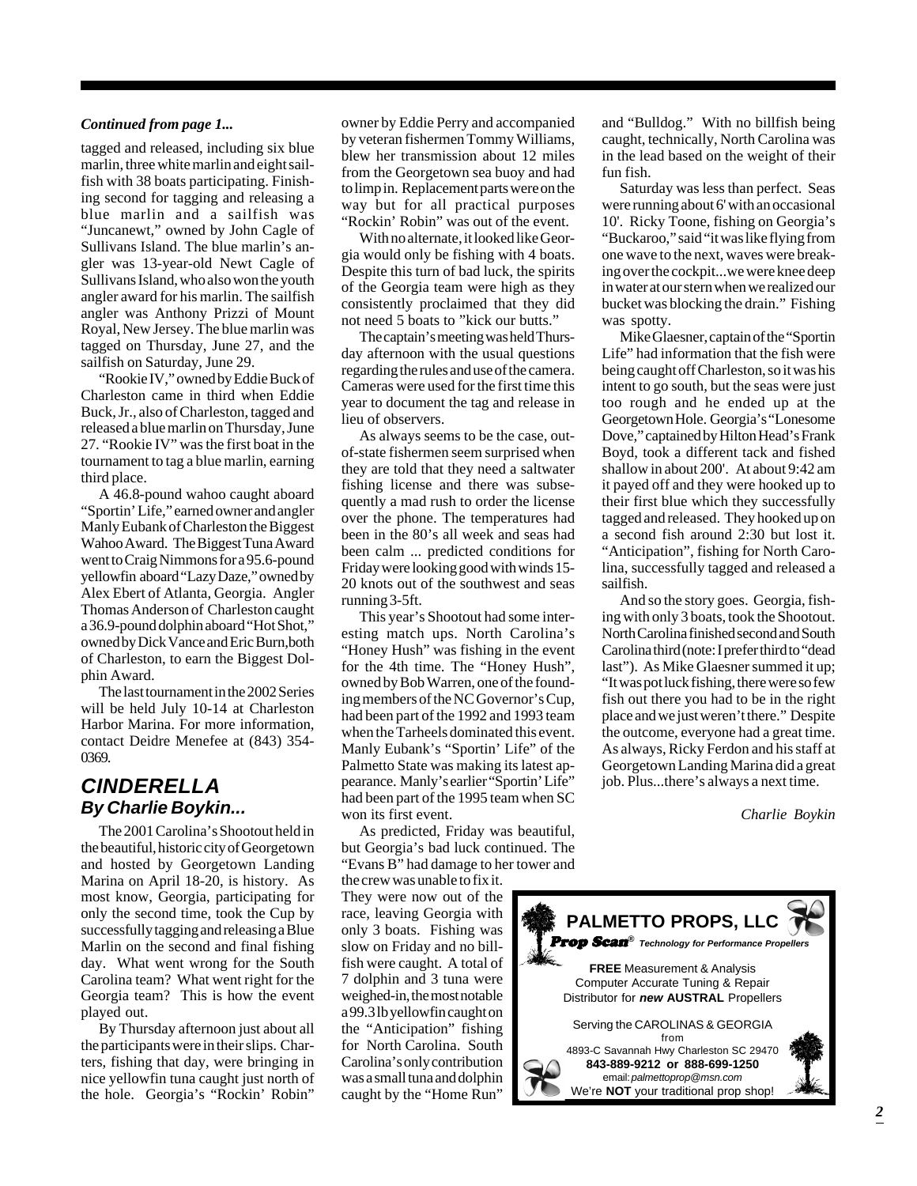*Continued from page 1...*

tagged and released, including six blue marlin, three white marlin and eight sailfish with 38 boats participating. Finishing second for tagging and releasing a blue marlin and a sailfish was "Juncanewt," owned by John Cagle of Sullivans Island. The blue marlin's angler was 13-year-old Newt Cagle of Sullivans Island, who also won the youth angler award for his marlin. The sailfish angler was Anthony Prizzi of Mount Royal, New Jersey. The blue marlin was tagged on Thursday, June 27, and the sailfish on Saturday, June 29.

"Rookie IV," owned by Eddie Buck of Charleston came in third when Eddie Buck, Jr., also of Charleston, tagged and released a blue marlin on Thursday, June 27. "Rookie IV" was the first boat in the tournament to tag a blue marlin, earning third place.

A 46.8-pound wahoo caught aboard "Sportin' Life," earned owner and angler Manly Eubank of Charleston the Biggest Wahoo Award. The Biggest Tuna Award went to Craig Nimmons for a 95.6-pound yellowfin aboard "Lazy Daze," owned by Alex Ebert of Atlanta, Georgia. Angler Thomas Anderson of Charleston caught a 36.9-pound dolphin aboard "Hot Shot," owned by Dick Vance and Eric Burn, both of Charleston, to earn the Biggest Dolphin Award.

The last tournament in the 2002 Series will be held July 10-14 at Charleston Harbor Marina. For more information, contact Deidre Menefee at (843) 354-0369.

## *CINDERELLA*
### *By Charlie Boykin...*

The 2001 Carolina's Shootout held in the beautiful, historic city of Georgetown and hosted by Georgetown Landing Marina on April 18-20, is history. As most know, Georgia, participating for only the second time, took the Cup by successfully tagging and releasing a Blue Marlin on the second and final fishing day. What went wrong for the South Carolina team? What went right for the Georgia team? This is how the event played out.

By Thursday afternoon just about all the participants were in their slips. Charters, fishing that day, were bringing in nice yellowfin tuna caught just north of the hole. Georgia's "Rockin' Robin" owner by Eddie Perry and accompanied by veteran fishermen Tommy Williams, blew her transmission about 12 miles from the Georgetown sea buoy and had to limp in. Replacement parts were on the way but for all practical purposes "Rockin' Robin" was out of the event.

With no alternate, it looked like Georgia would only be fishing with 4 boats. Despite this turn of bad luck, the spirits of the Georgia team were high as they consistently proclaimed that they did not need 5 boats to "kick our butts."

The captain's meeting was held Thursday afternoon with the usual questions regarding the rules and use of the camera. Cameras were used for the first time this year to document the tag and release in lieu of observers.

As always seems to be the case, out-of-state fishermen seem surprised when they are told that they need a saltwater fishing license and there was subsequently a mad rush to order the license over the phone. The temperatures had been in the 80's all week and seas had been calm ... predicted conditions for Friday were looking good with winds 15-20 knots out of the southwest and seas running 3-5ft.

This year's Shootout had some interesting match ups. North Carolina's "Honey Hush" was fishing in the event for the 4th time. The "Honey Hush", owned by Bob Warren, one of the founding members of the NC Governor's Cup, had been part of the 1992 and 1993 team when the Tarheels dominated this event. Manly Eubank's "Sportin' Life" of the Palmetto State was making its latest appearance. Manly's earlier "Sportin' Life" had been part of the 1995 team when SC won its first event.

As predicted, Friday was beautiful, but Georgia's bad luck continued. The "Evans B" had damage to her tower and the crew was unable to fix it. They were now out of the race, leaving Georgia with only 3 boats. Fishing was slow on Friday and no billfish were caught. A total of 7 dolphin and 3 tuna were weighed-in, the most notable a 99.3 lb yellowfin caught on the "Anticipation" fishing for North Carolina. South Carolina's only contribution was a small tuna and dolphin caught by the "Home Run" and "Bulldog." With no billfish being caught, technically, North Carolina was in the lead based on the weight of their fun fish.

Saturday was less than perfect. Seas were running about 6' with an occasional 10'. Ricky Toone, fishing on Georgia's "Buckaroo," said "it was like flying from one wave to the next, waves were breaking over the cockpit...we were knee deep in water at our stern when we realized our bucket was blocking the drain." Fishing was spotty.

Mike Glaesner, captain of the "Sportin Life" had information that the fish were being caught off Charleston, so it was his intent to go south, but the seas were just too rough and he ended up at the Georgetown Hole. Georgia's "Lonesome Dove," captained by Hilton Head's Frank Boyd, took a different tack and fished shallow in about 200'. At about 9:42 am it payed off and they were hooked up to their first blue which they successfully tagged and released. They hooked up on a second fish around 2:30 but lost it. "Anticipation", fishing for North Carolina, successfully tagged and released a sailfish.

And so the story goes. Georgia, fishing with only 3 boats, took the Shootout. North Carolina finished second and South Carolina third (note: I prefer third to "dead last"). As Mike Glaesner summed it up; "It was pot luck fishing, there were so few fish out there you had to be in the right place and we just weren't there." Despite the outcome, everyone had a great time. As always, Ricky Ferdon and his staff at Georgetown Landing Marina did a great job. Plus...there's always a next time.

*Charlie Boykin*

**PALMETTO PROPS, LLC**

***Prop Scan***® *Technology for Performance Propellers*

**FREE** Measurement & Analysis
Computer Accurate Tuning & Repair
Distributor for ***new*** **AUSTRAL** Propellers

Serving the CAROLINAS & GEORGIA
from
4893-C Savannah Hwy Charleston SC 29470
**843-889-9212 or 888-699-1250**
email: *palmettoprop@msn.com*
We're **NOT** your traditional prop shop!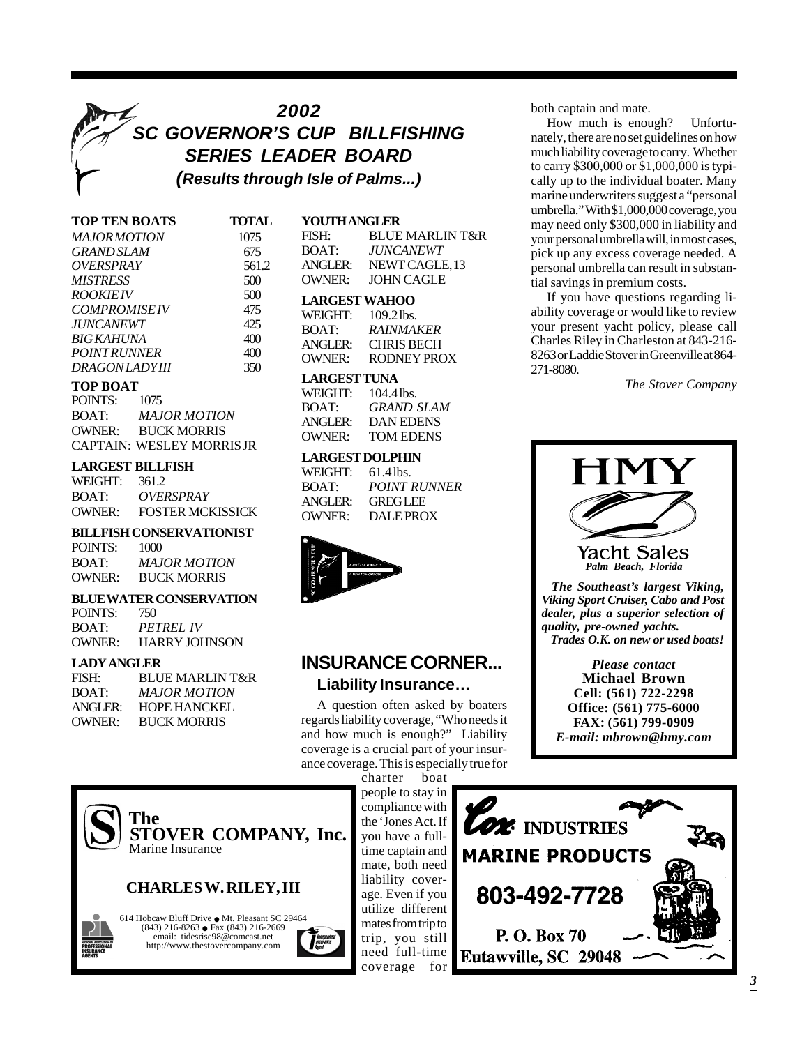# 2002 SC GOVERNOR'S CUP BILLFISHING SERIES LEADER BOARD

*(Results through Isle of Palms...)*

| TOP TEN BOATS | TOTAL |
|---|---|
| *MAJOR MOTION* | 1075 |
| *GRAND SLAM* | 675 |
| *OVERSPRAY* | 561.2 |
| *MISTRESS* | 500 |
| *ROOKIE IV* | 500 |
| *COMPROMISE IV* | 475 |
| *JUNCANEWT* | 425 |
| *BIG KAHUNA* | 400 |
| *POINT RUNNER* | 400 |
| *DRAGON LADY III* | 350 |

**TOP BOAT**
POINTS: 1075
BOAT: *MAJOR MOTION*
OWNER: BUCK MORRIS
CAPTAIN: WESLEY MORRIS JR

**LARGEST BILLFISH**
WEIGHT: 361.2
BOAT: *OVERSPRAY*
OWNER: FOSTER MCKISSICK

**BILLFISH CONSERVATIONIST**
POINTS: 1000
BOAT: *MAJOR MOTION*
OWNER: BUCK MORRIS

**BLUE WATER CONSERVATION**
POINTS: 750
BOAT: *PETREL IV*
OWNER: HARRY JOHNSON

**LADY ANGLER**
FISH: BLUE MARLIN T&R
BOAT: *MAJOR MOTION*
ANGLER: HOPE HANCKEL
OWNER: BUCK MORRIS

**YOUTH ANGLER**
FISH: BLUE MARLIN T&R
BOAT: *JUNCANEWT*
ANGLER: NEWT CAGLE, 13
OWNER: JOHN CAGLE

**LARGEST WAHOO**
WEIGHT: 109.2 lbs.
BOAT: *RAINMAKER*
ANGLER: CHRIS BECH
OWNER: RODNEY PROX

**LARGEST TUNA**
WEIGHT: 104.4 lbs.
BOAT: *GRAND SLAM*
ANGLER: DAN EDENS
OWNER: TOM EDENS

**LARGEST DOLPHIN**
WEIGHT: 61.4 lbs.
BOAT: *POINT RUNNER*
ANGLER: GREG LEE
OWNER: DALE PROX

## INSURANCE CORNER...

### Liability Insurance…

A question often asked by boaters regards liability coverage, "Who needs it and how much is enough?" Liability coverage is a crucial part of your insurance coverage. This is especially true for charter boat people to stay in compliance with the 'Jones Act. If you have a full-time captain and mate, both need liability coverage. Even if you utilize different mates from trip to trip, you still need full-time coverage for both captain and mate.

How much is enough? Unfortunately, there are no set guidelines on how much liability coverage to carry. Whether to carry $300,000 or $1,000,000 is typically up to the individual boater. Many marine underwriters suggest a "personal umbrella." With $1,000,000 coverage, you may need only $300,000 in liability and your personal umbrella will, in most cases, pick up any excess coverage needed. A personal umbrella can result in substantial savings in premium costs.

If you have questions regarding liability coverage or would like to review your present yacht policy, please call Charles Riley in Charleston at 843-216-8263 or Laddie Stover in Greenville at 864-271-8080.

*The Stover Company*

---

**The STOVER COMPANY, Inc.**
Marine Insurance

**CHARLES W. RILEY, III**

614 Hobcaw Bluff Drive • Mt. Pleasant SC 29464
(843) 216-8263 • Fax (843) 216-2669
email: tidesrise98@comcast.net
http://www.thestovercompany.com

---

**HMY**
Yacht Sales
*Palm Beach, Florida*

***The Southeast's largest Viking, Viking Sport Cruiser, Cabo and Post dealer, plus a superior selection of quality, pre-owned yachts.***
***Trades O.K. on new or used boats!***

***Please contact***
**Michael Brown**
**Cell: (561) 722-2298**
**Office: (561) 775-6000**
**FAX: (561) 799-0909**
***E-mail: mbrown@hmy.com***

---

**Cox INDUSTRIES**
**MARINE PRODUCTS**
**803-492-7728**
**P. O. Box 70**
**Eutawville, SC 29048**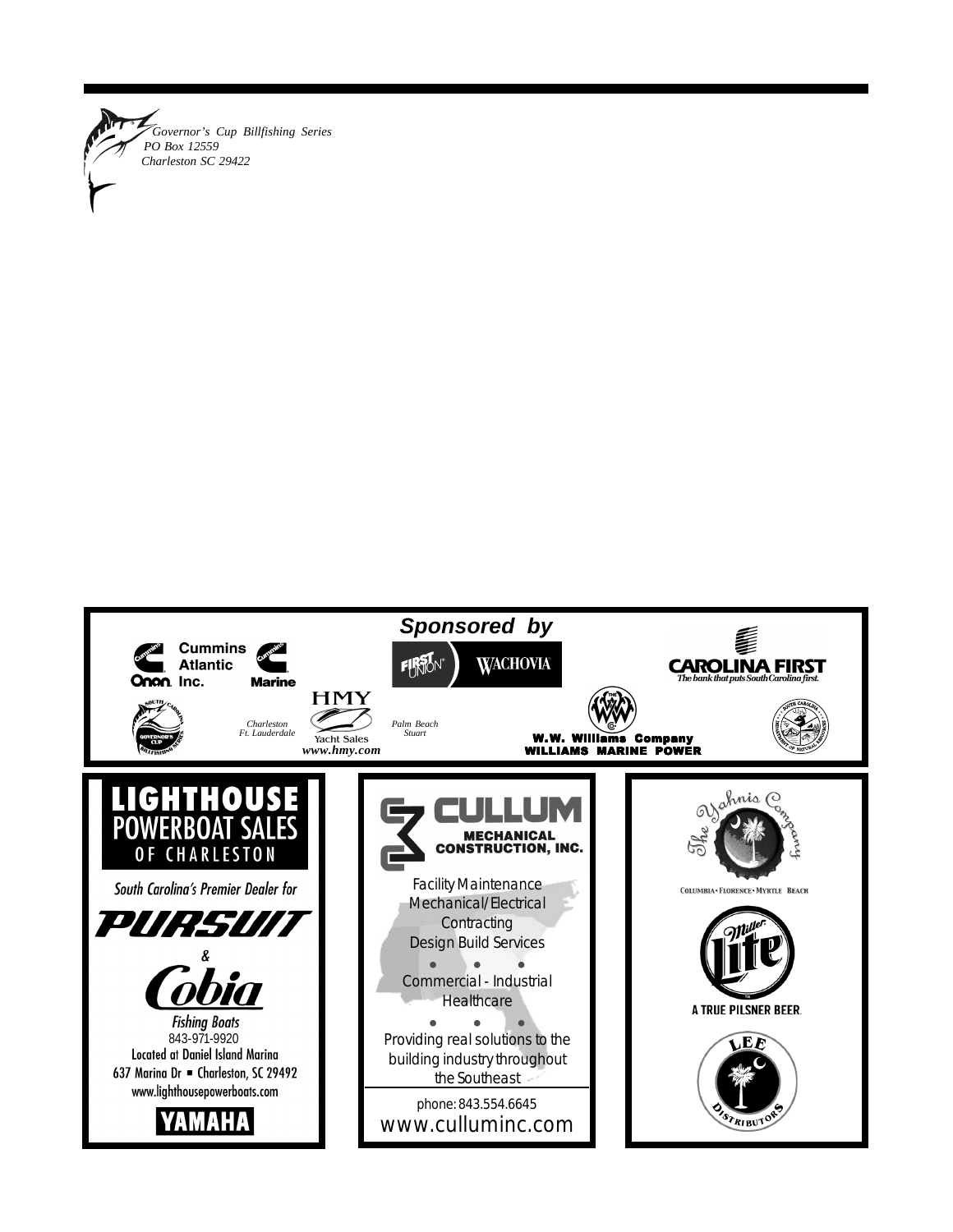*Governor's Cup Billfishing Series*
*PO Box 12559*
*Charleston SC 29422*

***Sponsored by***

**Cummins Atlantic Inc.** Onan | Cummins **Marine**

FIRST UNION | WACHOVIA

**CAROLINA FIRST**
*The bank that puts South Carolina first.*

South Carolina Governor's Cup Billfishing Series

HMY Yacht Sales
*Charleston*
*Ft. Lauderdale*
*Palm Beach*
*Stuart*
***www.hmy.com***

**W.W. Williams Company**
**WILLIAMS MARINE POWER**

South Carolina Department of Natural Resources

# LIGHTHOUSE POWERBOAT SALES OF CHARLESTON

*South Carolina's Premier Dealer for*

***PURSUIT***

*&*

***Cobia***

*Fishing Boats*
843-971-9920
Located at Daniel Island Marina
637 Marina Dr ■ Charleston, SC 29492
www.lighthousepowerboats.com

**YAMAHA**

# CULLUM MECHANICAL CONSTRUCTION, INC.

Facility Maintenance
Mechanical/Electrical
Contracting
Design Build Services

• • •

Commercial - Industrial
Healthcare

• • •

Providing real solutions to the building industry throughout the Southeast

phone: 843.554.6645
www.culluminc.com

The Yahnis Company
COLUMBIA • FLORENCE • MYRTLE BEACH

Miller Lite
**A TRUE PILSNER BEER.**

LEE DISTRIBUTORS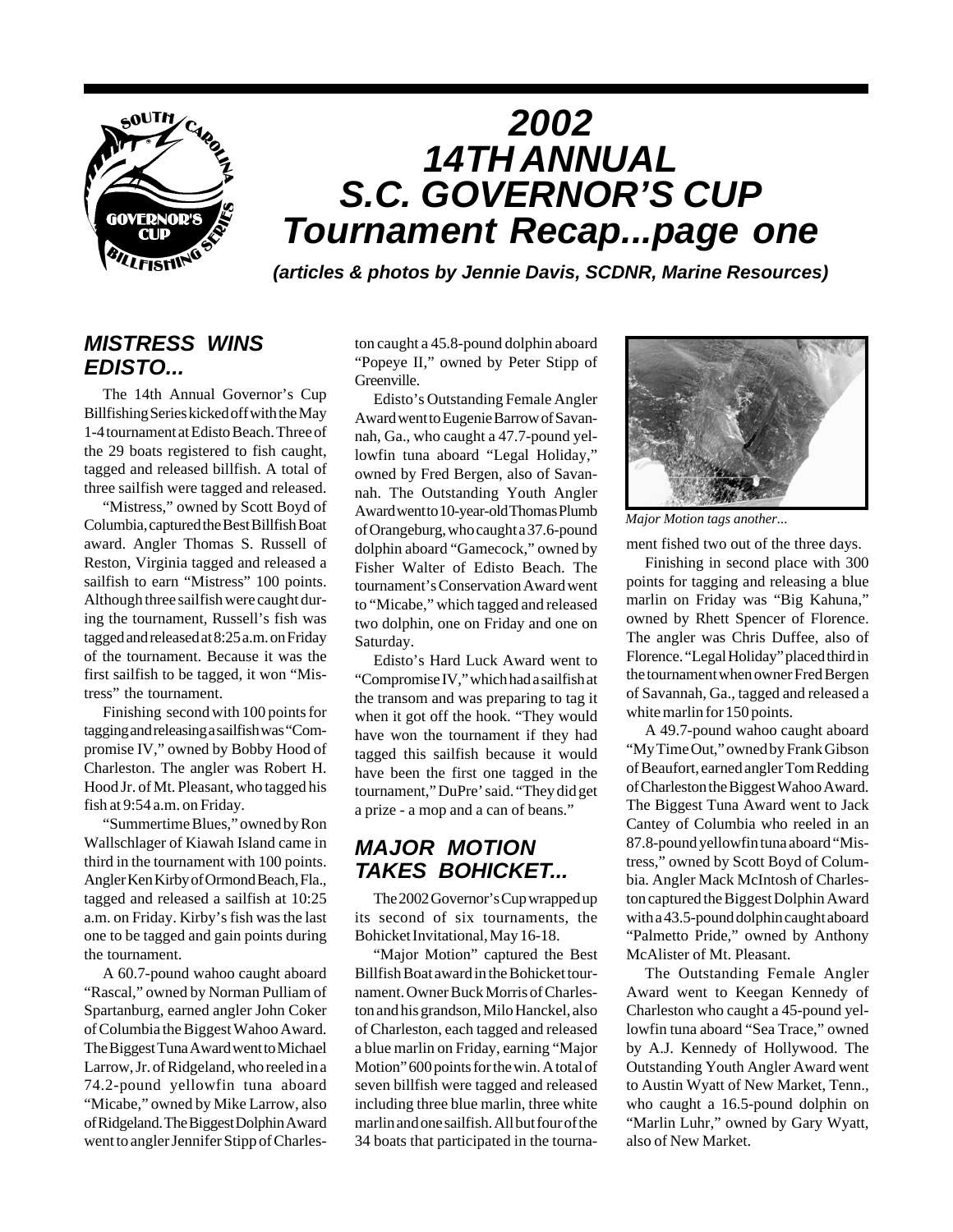# 2002 14TH ANNUAL S.C. GOVERNOR'S CUP Tournament Recap...page one

*(articles & photos by Jennie Davis, SCDNR, Marine Resources)*

## MISTRESS WINS EDISTO...

The 14th Annual Governor's Cup Billfishing Series kicked off with the May 1-4 tournament at Edisto Beach. Three of the 29 boats registered to fish caught, tagged and released billfish. A total of three sailfish were tagged and released.

"Mistress," owned by Scott Boyd of Columbia, captured the Best Billfish Boat award. Angler Thomas S. Russell of Reston, Virginia tagged and released a sailfish to earn "Mistress" 100 points. Although three sailfish were caught during the tournament, Russell's fish was tagged and released at 8:25 a.m. on Friday of the tournament. Because it was the first sailfish to be tagged, it won "Mistress" the tournament.

Finishing second with 100 points for tagging and releasing a sailfish was "Compromise IV," owned by Bobby Hood of Charleston. The angler was Robert H. Hood Jr. of Mt. Pleasant, who tagged his fish at 9:54 a.m. on Friday.

"Summertime Blues," owned by Ron Wallschlager of Kiawah Island came in third in the tournament with 100 points. Angler Ken Kirby of Ormond Beach, Fla., tagged and released a sailfish at 10:25 a.m. on Friday. Kirby's fish was the last one to be tagged and gain points during the tournament.

A 60.7-pound wahoo caught aboard "Rascal," owned by Norman Pulliam of Spartanburg, earned angler John Coker of Columbia the Biggest Wahoo Award. The Biggest Tuna Award went to Michael Larrow, Jr. of Ridgeland, who reeled in a 74.2-pound yellowfin tuna aboard "Micabe," owned by Mike Larrow, also of Ridgeland. The Biggest Dolphin Award went to angler Jennifer Stipp of Charleston caught a 45.8-pound dolphin aboard "Popeye II," owned by Peter Stipp of Greenville.

Edisto's Outstanding Female Angler Award went to Eugenie Barrow of Savannah, Ga., who caught a 47.7-pound yellowfin tuna aboard "Legal Holiday," owned by Fred Bergen, also of Savannah. The Outstanding Youth Angler Award went to 10-year-old Thomas Plumb of Orangeburg, who caught a 37.6-pound dolphin aboard "Gamecock," owned by Fisher Walter of Edisto Beach. The tournament's Conservation Award went to "Micabe," which tagged and released two dolphin, one on Friday and one on Saturday.

Edisto's Hard Luck Award went to "Compromise IV," which had a sailfish at the transom and was preparing to tag it when it got off the hook. "They would have won the tournament if they had tagged this sailfish because it would have been the first one tagged in the tournament," DuPre' said. "They did get a prize - a mop and a can of beans."

## MAJOR MOTION TAKES BOHICKET...

The 2002 Governor's Cup wrapped up its second of six tournaments, the Bohicket Invitational, May 16-18.

"Major Motion" captured the Best Billfish Boat award in the Bohicket tournament. Owner Buck Morris of Charleston and his grandson, Milo Hanckel, also of Charleston, each tagged and released a blue marlin on Friday, earning "Major Motion" 600 points for the win. A total of seven billfish were tagged and released including three blue marlin, three white marlin and one sailfish. All but four of the 34 boats that participated in the tournament fished two out of the three days.

*Major Motion tags another...*

Finishing in second place with 300 points for tagging and releasing a blue marlin on Friday was "Big Kahuna," owned by Rhett Spencer of Florence. The angler was Chris Duffee, also of Florence. "Legal Holiday" placed third in the tournament when owner Fred Bergen of Savannah, Ga., tagged and released a white marlin for 150 points.

A 49.7-pound wahoo caught aboard "My Time Out," owned by Frank Gibson of Beaufort, earned angler Tom Redding of Charleston the Biggest Wahoo Award. The Biggest Tuna Award went to Jack Cantey of Columbia who reeled in an 87.8-pound yellowfin tuna aboard "Mistress," owned by Scott Boyd of Columbia. Angler Mack McIntosh of Charleston captured the Biggest Dolphin Award with a 43.5-pound dolphin caught aboard "Palmetto Pride," owned by Anthony McAlister of Mt. Pleasant.

The Outstanding Female Angler Award went to Keegan Kennedy of Charleston who caught a 45-pound yellowfin tuna aboard "Sea Trace," owned by A.J. Kennedy of Hollywood. The Outstanding Youth Angler Award went to Austin Wyatt of New Market, Tenn., who caught a 16.5-pound dolphin on "Marlin Luhr," owned by Gary Wyatt, also of New Market.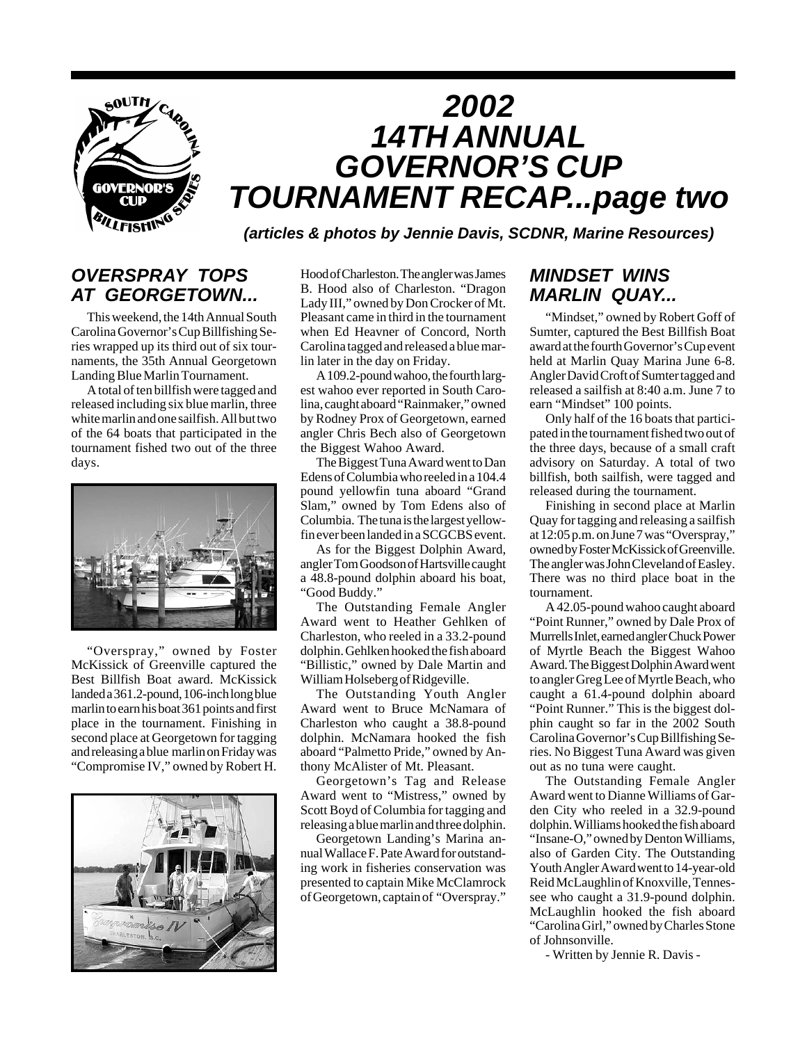# 2002 14TH ANNUAL GOVERNOR'S CUP TOURNAMENT RECAP...page two

***(articles & photos by Jennie Davis, SCDNR, Marine Resources)***

## OVERSPRAY TOPS AT GEORGETOWN...

This weekend, the 14th Annual South Carolina Governor's Cup Billfishing Series wrapped up its third out of six tournaments, the 35th Annual Georgetown Landing Blue Marlin Tournament.

A total of ten billfish were tagged and released including six blue marlin, three white marlin and one sailfish. All but two of the 64 boats that participated in the tournament fished two out of the three days.

"Overspray," owned by Foster McKissick of Greenville captured the Best Billfish Boat award. McKissick landed a 361.2-pound, 106-inch long blue marlin to earn his boat 361 points and first place in the tournament. Finishing in second place at Georgetown for tagging and releasing a blue marlin on Friday was "Compromise IV," owned by Robert H. Hood of Charleston. The angler was James B. Hood also of Charleston. "Dragon Lady III," owned by Don Crocker of Mt. Pleasant came in third in the tournament when Ed Heavner of Concord, North Carolina tagged and released a blue marlin later in the day on Friday.

A 109.2-pound wahoo, the fourth largest wahoo ever reported in South Carolina, caught aboard "Rainmaker," owned by Rodney Prox of Georgetown, earned angler Chris Bech also of Georgetown the Biggest Wahoo Award.

The Biggest Tuna Award went to Dan Edens of Columbia who reeled in a 104.4 pound yellowfin tuna aboard "Grand Slam," owned by Tom Edens also of Columbia. The tuna is the largest yellowfin ever been landed in a SCGCBS event.

As for the Biggest Dolphin Award, angler Tom Goodson of Hartsville caught a 48.8-pound dolphin aboard his boat, "Good Buddy."

The Outstanding Female Angler Award went to Heather Gehlken of Charleston, who reeled in a 33.2-pound dolphin. Gehlken hooked the fish aboard "Billistic," owned by Dale Martin and William Holseberg of Ridgeville.

The Outstanding Youth Angler Award went to Bruce McNamara of Charleston who caught a 38.8-pound dolphin. McNamara hooked the fish aboard "Palmetto Pride," owned by Anthony McAlister of Mt. Pleasant.

Georgetown's Tag and Release Award went to "Mistress," owned by Scott Boyd of Columbia for tagging and releasing a blue marlin and three dolphin.

Georgetown Landing's Marina annual Wallace F. Pate Award for outstanding work in fisheries conservation was presented to captain Mike McClamrock of Georgetown, captain of "Overspray."

## MINDSET WINS MARLIN QUAY...

"Mindset," owned by Robert Goff of Sumter, captured the Best Billfish Boat award at the fourth Governor's Cup event held at Marlin Quay Marina June 6-8. Angler David Croft of Sumter tagged and released a sailfish at 8:40 a.m. June 7 to earn "Mindset" 100 points.

Only half of the 16 boats that participated in the tournament fished two out of the three days, because of a small craft advisory on Saturday. A total of two billfish, both sailfish, were tagged and released during the tournament.

Finishing in second place at Marlin Quay for tagging and releasing a sailfish at 12:05 p.m. on June 7 was "Overspray," owned by Foster McKissick of Greenville. The angler was John Cleveland of Easley. There was no third place boat in the tournament.

A 42.05-pound wahoo caught aboard "Point Runner," owned by Dale Prox of Murrells Inlet, earned angler Chuck Power of Myrtle Beach the Biggest Wahoo Award. The Biggest Dolphin Award went to angler Greg Lee of Myrtle Beach, who caught a 61.4-pound dolphin aboard "Point Runner." This is the biggest dolphin caught so far in the 2002 South Carolina Governor's Cup Billfishing Series. No Biggest Tuna Award was given out as no tuna were caught.

The Outstanding Female Angler Award went to Dianne Williams of Garden City who reeled in a 32.9-pound dolphin. Williams hooked the fish aboard "Insane-O," owned by Denton Williams, also of Garden City. The Outstanding Youth Angler Award went to 14-year-old Reid McLaughlin of Knoxville, Tennessee who caught a 31.9-pound dolphin. McLaughlin hooked the fish aboard "Carolina Girl," owned by Charles Stone of Johnsonville.

- Written by Jennie R. Davis -